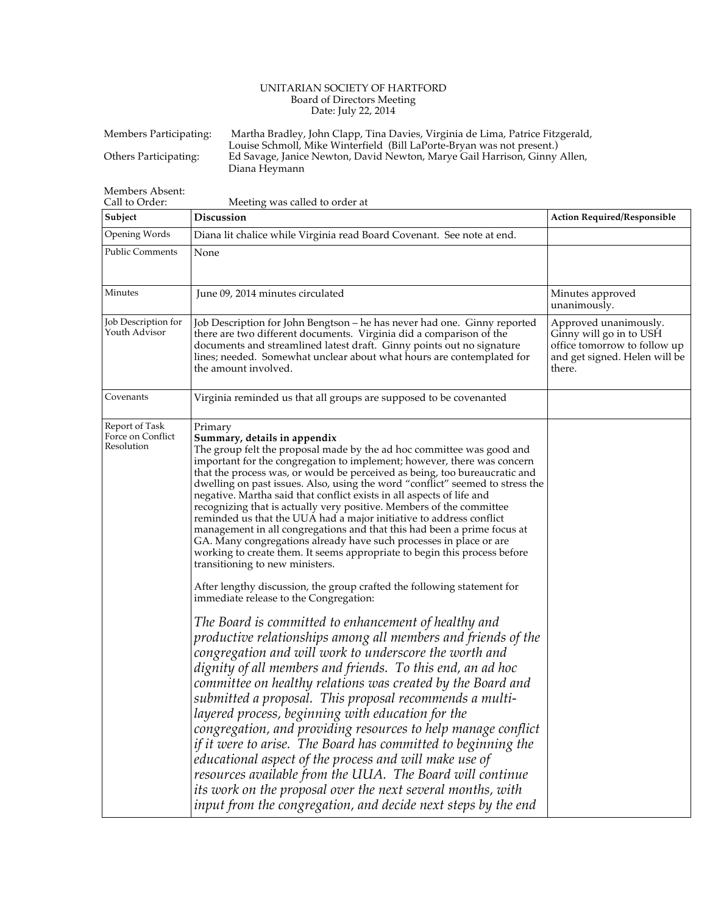UNITARIAN SOCIETY OF HARTFORD
Board of Directors Meeting
Date: July 22, 2014

Members Participating: Martha Bradley, John Clapp, Tina Davies, Virginia de Lima, Patrice Fitzgerald, Louise Schmoll, Mike Winterfield (Bill LaPorte-Bryan was not present.)

Others Participating: Ed Savage, Janice Newton, David Newton, Marye Gail Harrison, Ginny Allen, Diana Heymann

Members Absent:

Call to Order: Meeting was called to order at

| Subject | Discussion | Action Required/Responsible |
|---|---|---|
| Opening Words | Diana lit chalice while Virginia read Board Covenant. See note at end. | |
| Public Comments | None | |
| Minutes | June 09, 2014 minutes circulated | Minutes approved unanimously. |
| Job Description for Youth Advisor | Job Description for John Bengtson – he has never had one. Ginny reported there are two different documents. Virginia did a comparison of the documents and streamlined latest draft. Ginny points out no signature lines; needed. Somewhat unclear about what hours are contemplated for the amount involved. | Approved unanimously. Ginny will go in to USH office tomorrow to follow up and get signed. Helen will be there. |
| Covenants | Virginia reminded us that all groups are supposed to be covenanted | |
| Report of Task Force on Conflict Resolution | Primary<br>**Summary, details in appendix**<br>The group felt the proposal made by the ad hoc committee was good and important for the congregation to implement; however, there was concern that the process was, or would be perceived as being, too bureaucratic and dwelling on past issues. Also, using the word "conflict" seemed to stress the negative. Martha said that conflict exists in all aspects of life and recognizing that is actually very positive. Members of the committee reminded us that the UUA had a major initiative to address conflict management in all congregations and that this had been a prime focus at GA. Many congregations already have such processes in place or are working to create them. It seems appropriate to begin this process before transitioning to new ministers.<br><br>After lengthy discussion, the group crafted the following statement for immediate release to the Congregation:<br><br>*The Board is committed to enhancement of healthy and productive relationships among all members and friends of the congregation and will work to underscore the worth and dignity of all members and friends. To this end, an ad hoc committee on healthy relations was created by the Board and submitted a proposal. This proposal recommends a multi-layered process, beginning with education for the congregation, and providing resources to help manage conflict if it were to arise. The Board has committed to beginning the educational aspect of the process and will make use of resources available from the UUA. The Board will continue its work on the proposal over the next several months, with input from the congregation, and decide next steps by the end* | |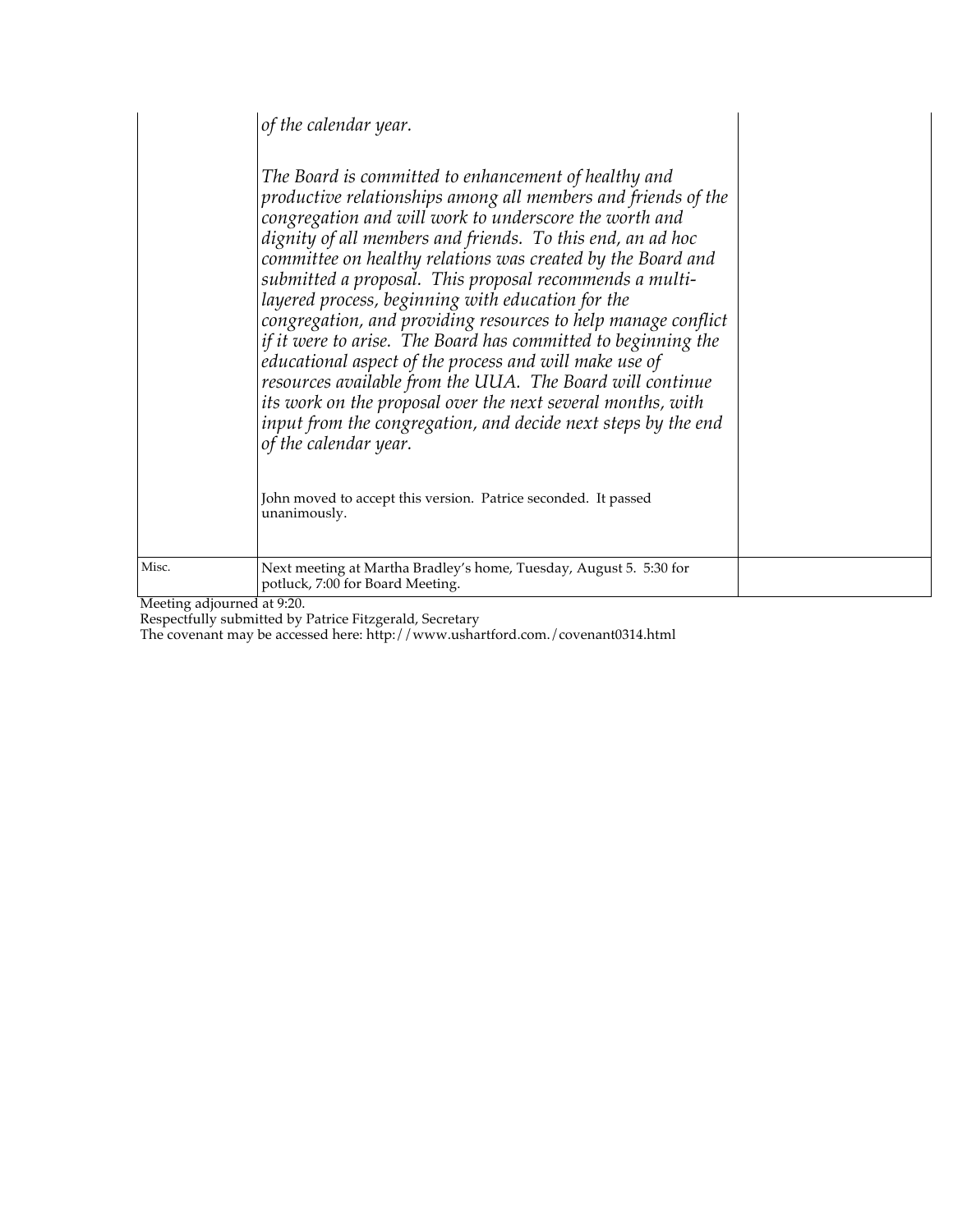| | | |
|---|---|---|
| | *of the calendar year.*<br><br>*The Board is committed to enhancement of healthy and productive relationships among all members and friends of the congregation and will work to underscore the worth and dignity of all members and friends. To this end, an ad hoc committee on healthy relations was created by the Board and submitted a proposal. This proposal recommends a multi-layered process, beginning with education for the congregation, and providing resources to help manage conflict if it were to arise. The Board has committed to beginning the educational aspect of the process and will make use of resources available from the UUA. The Board will continue its work on the proposal over the next several months, with input from the congregation, and decide next steps by the end of the calendar year.*<br><br>John moved to accept this version. Patrice seconded. It passed unanimously. | |
| Misc. | Next meeting at Martha Bradley's home, Tuesday, August 5. 5:30 for potluck, 7:00 for Board Meeting. | |

Meeting adjourned at 9:20.

Respectfully submitted by Patrice Fitzgerald, Secretary

The covenant may be accessed here: http://www.ushartford.com./covenant0314.html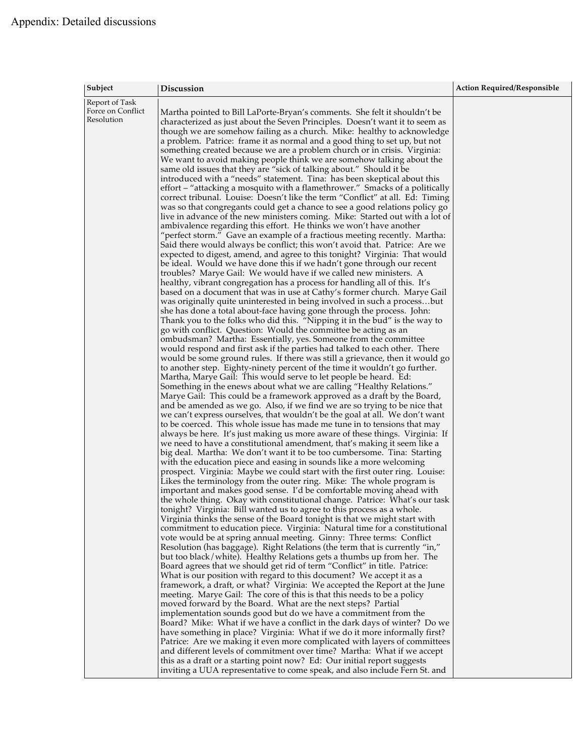Appendix: Detailed discussions

| Subject | Discussion | Action Required/Responsible |
|---|---|---|
| Report of Task Force on Conflict Resolution | Martha pointed to Bill LaPorte-Bryan's comments. She felt it shouldn't be characterized as just about the Seven Principles. Doesn't want it to seem as though we are somehow failing as a church. Mike: healthy to acknowledge a problem. Patrice: frame it as normal and a good thing to set up, but not something created because we are a problem church or in crisis. Virginia: We want to avoid making people think we are somehow talking about the same old issues that they are "sick of talking about." Should it be introduced with a "needs" statement. Tina: has been skeptical about this effort – "attacking a mosquito with a flamethrower." Smacks of a politically correct tribunal. Louise: Doesn't like the term "Conflict" at all. Ed: Timing was so that congregants could get a chance to see a good relations policy go live in advance of the new ministers coming. Mike: Started out with a lot of ambivalence regarding this effort. He thinks we won't have another "perfect storm." Gave an example of a fractious meeting recently. Martha: Said there would always be conflict; this won't avoid that. Patrice: Are we expected to digest, amend, and agree to this tonight? Virginia: That would be ideal. Would we have done this if we hadn't gone through our recent troubles? Marye Gail: We would have if we called new ministers. A healthy, vibrant congregation has a process for handling all of this. It's based on a document that was in use at Cathy's former church. Marye Gail was originally quite uninterested in being involved in such a process…but she has done a total about-face having gone through the process. John: Thank you to the folks who did this. "Nipping it in the bud" is the way to go with conflict. Question: Would the committee be acting as an ombudsman? Martha: Essentially, yes. Someone from the committee would respond and first ask if the parties had talked to each other. There would be some ground rules. If there was still a grievance, then it would go to another step. Eighty-ninety percent of the time it wouldn't go further. Martha, Marye Gail: This would serve to let people be heard. Ed: Something in the enews about what we are calling "Healthy Relations." Marye Gail: This could be a framework approved as a draft by the Board, and be amended as we go. Also, if we find we are so trying to be nice that we can't express ourselves, that wouldn't be the goal at all. We don't want to be coerced. This whole issue has made me tune in to tensions that may always be here. It's just making us more aware of these things. Virginia: If we need to have a constitutional amendment, that's making it seem like a big deal. Martha: We don't want it to be too cumbersome. Tina: Starting with the education piece and easing in sounds like a more welcoming prospect. Virginia: Maybe we could start with the first outer ring. Louise: Likes the terminology from the outer ring. Mike: The whole program is important and makes good sense. I'd be comfortable moving ahead with the whole thing. Okay with constitutional change. Patrice: What's our task tonight? Virginia: Bill wanted us to agree to this process as a whole. Virginia thinks the sense of the Board tonight is that we might start with commitment to education piece. Virginia: Natural time for a constitutional vote would be at spring annual meeting. Ginny: Three terms: Conflict Resolution (has baggage). Right Relations (the term that is currently "in," but too black/white). Healthy Relations gets a thumbs up from her. The Board agrees that we should get rid of term "Conflict" in title. Patrice: What is our position with regard to this document? We accept it as a framework, a draft, or what? Virginia: We accepted the Report at the June meeting. Marye Gail: The core of this is that this needs to be a policy moved forward by the Board. What are the next steps? Partial implementation sounds good but do we have a commitment from the Board? Mike: What if we have a conflict in the dark days of winter? Do we have something in place? Virginia: What if we do it more informally first? Patrice: Are we making it even more complicated with layers of committees and different levels of commitment over time? Martha: What if we accept this as a draft or a starting point now? Ed: Our initial report suggests inviting a UUA representative to come speak, and also include Fern St. and | |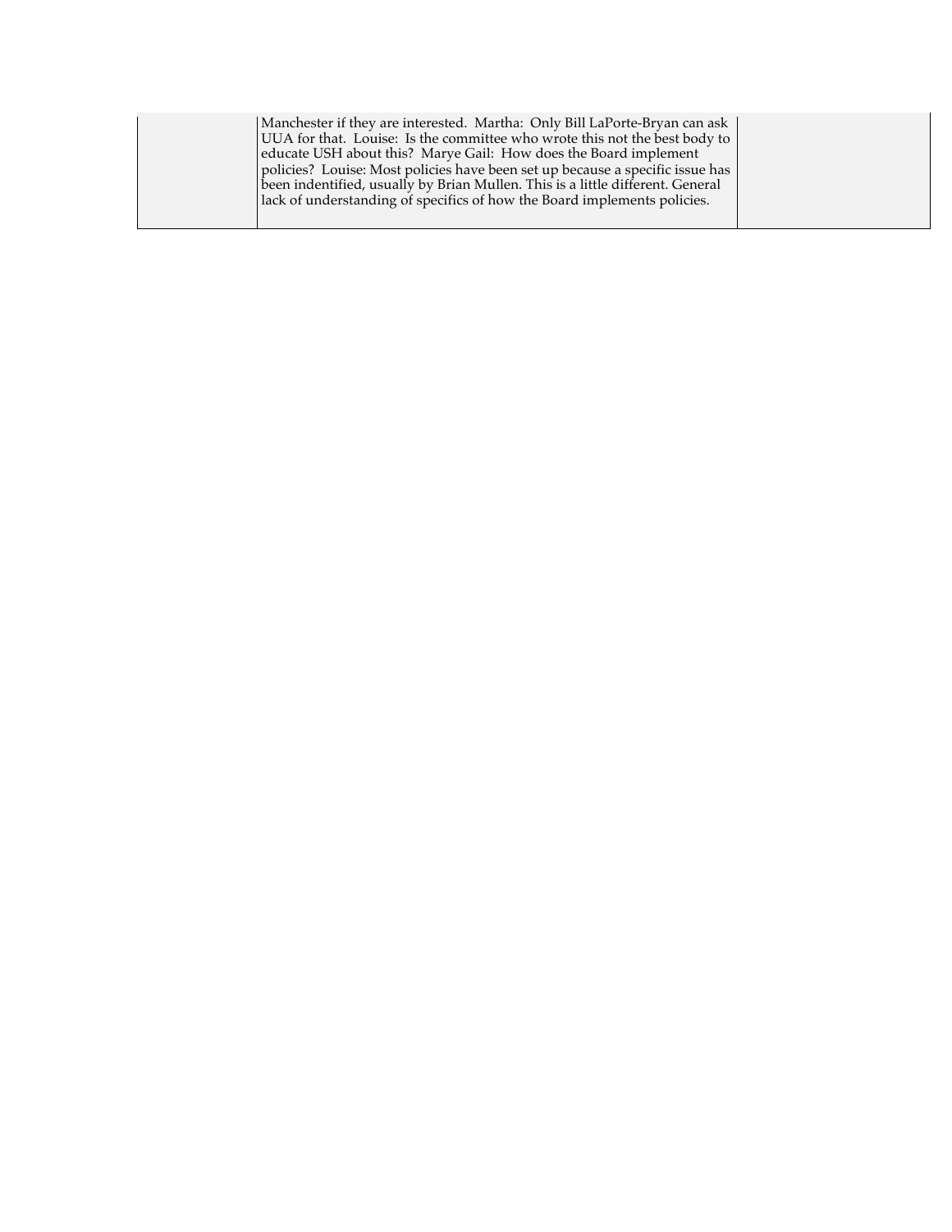| | | |
|---|---|---|
| | Manchester if they are interested. Martha: Only Bill LaPorte-Bryan can ask UUA for that. Louise: Is the committee who wrote this not the best body to educate USH about this? Marye Gail: How does the Board implement policies? Louise: Most policies have been set up because a specific issue has been indentified, usually by Brian Mullen. This is a little different. General lack of understanding of specifics of how the Board implements policies. | |